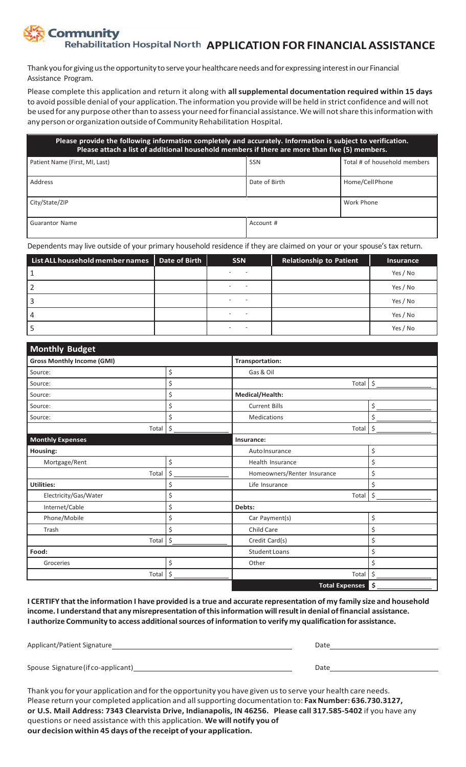# Community Rehabilitation Hospital North — APPLICATION FOR FINANCIAL ASSISTANCE

Thank you for giving us the opportunity to serve your healthcare needs and for expressing interest in our Financial Assistance Program.

Please complete this application and return it along with **all supplemental documentation required within 15 days** to avoid possible denial of your application. The information you provide will be held in strict confidence and will not be used for any purpose other than to assess your need for financial assistance. We will not share this information with any person or organization outside of Community Rehabilitation Hospital.

**Please provide the following information completely and accurately. Information is subject to verification. Please attach a list of additional household members if there are more than five (5) members.**

| Patient Name (First, MI, Last) | SSN | Total # of household members |
|---|---|---|
| Address | Date of Birth | Home/Cell Phone |
| City/State/ZIP | | Work Phone |
| Guarantor Name | Account # | |

Dependents may live outside of your primary household residence if they are claimed on your or your spouse's tax return.

| List ALL household member names | Date of Birth | SSN | Relationship to Patient | Insurance |
|---|---|---|---|---|
| 1 | | - - | | Yes / No |
| 2 | | - - | | Yes / No |
| 3 | | - - | | Yes / No |
| 4 | | - - | | Yes / No |
| 5 | | - - | | Yes / No |

## Monthly Budget

| | | | |
|---|---|---|---|
| **Gross Monthly Income (GMI)** | | **Transportation:** | |
| Source: | $ | Gas & Oil | |
| Source: | $ | Total | $ |
| Source: | $ | **Medical/Health:** | |
| Source: | $ | Current Bills | $ |
| Source: | $ | Medications | $ |
| Total | $ | Total | $ |
| **Monthly Expenses** | | **Insurance:** | |
| **Housing:** | | Auto Insurance | $ |
| Mortgage/Rent | $ | Health Insurance | $ |
| Total | $ | Homeowners/Renter Insurance | $ |
| **Utilities:** | $ | Life Insurance | $ |
| Electricity/Gas/Water | $ | Total | $ |
| Internet/Cable | $ | **Debts:** | |
| Phone/Mobile | $ | Car Payment(s) | $ |
| Trash | $ | Child Care | $ |
| Total | $ | Credit Card(s) | $ |
| **Food:** | | Student Loans | $ |
| Groceries | $ | Other | $ |
| Total | $ | Total | $ |
| | | **Total Expenses** | **$** |

**I CERTIFY that the information I have provided is a true and accurate representation of my family size and household income. I understand that any misrepresentation of this information will result in denial of financial assistance. I authorize Community to access additional sources of information to verify my qualification for assistance.**

Applicant/Patient Signature ______________________ Date ______________

Spouse Signature (if co-applicant) ______________________ Date ______________

Thank you for your application and for the opportunity you have given us to serve your health care needs. Please return your completed application and all supporting documentation to: **Fax Number: 636.730.3127, or U.S. Mail Address: 7343 Clearvista Drive, Indianapolis, IN 46256. Please call 317.585-5402** if you have any questions or need assistance with this application. **We will notify you of our decision within 45 days of the receipt of your application.**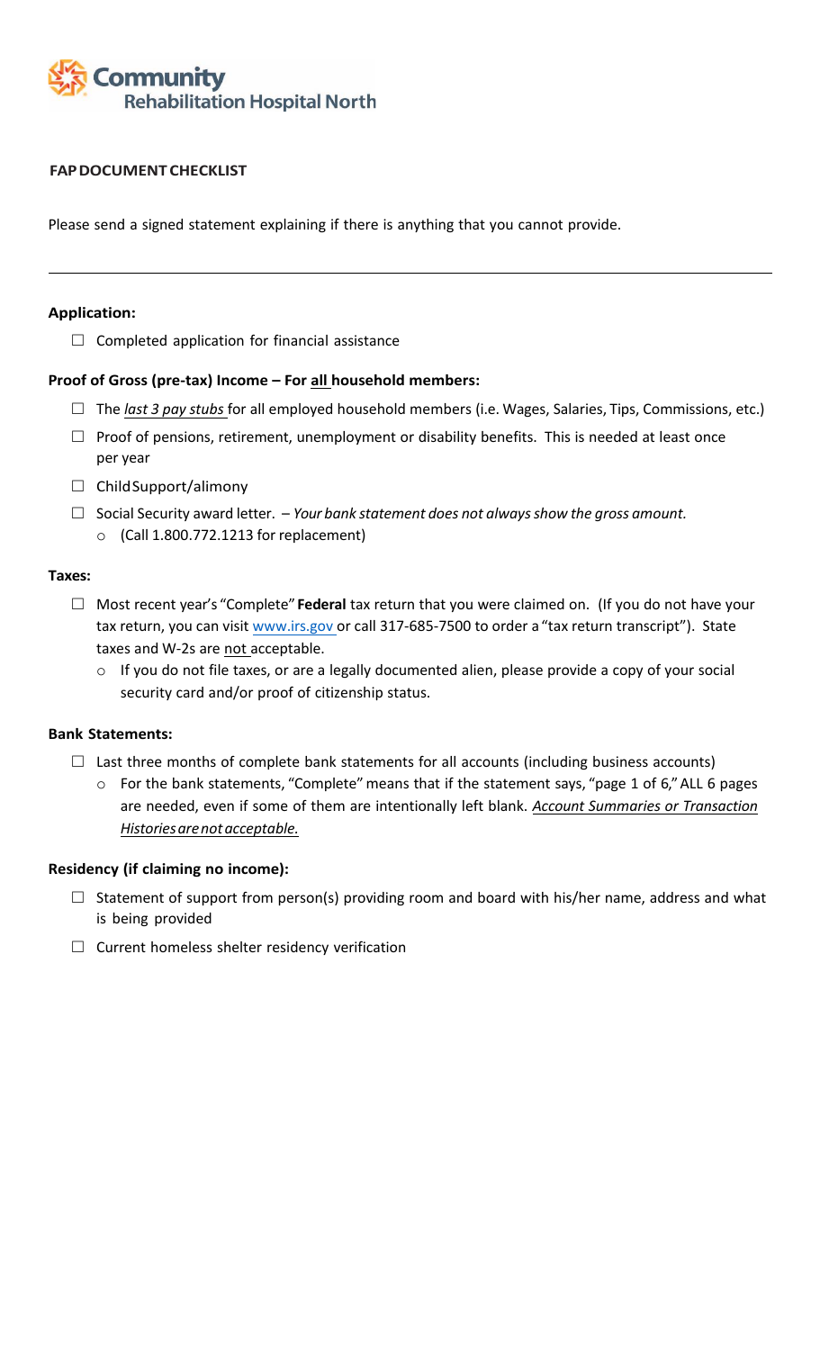Community Rehabilitation Hospital North

**FAP DOCUMENT CHECKLIST**

Please send a signed statement explaining if there is anything that you cannot provide.

---

**Application:**

- ☐ Completed application for financial assistance

**Proof of Gross (pre-tax) Income – For all household members:**

- ☐ The *last 3 pay stubs* for all employed household members (i.e. Wages, Salaries, Tips, Commissions, etc.)
- ☐ Proof of pensions, retirement, unemployment or disability benefits. This is needed at least once per year
- ☐ Child Support/alimony
- ☐ Social Security award letter. – *Your bank statement does not always show the gross amount.*
  - (Call 1.800.772.1213 for replacement)

**Taxes:**

- ☐ Most recent year's "Complete" **Federal** tax return that you were claimed on. (If you do not have your tax return, you can visit www.irs.gov or call 317-685-7500 to order a "tax return transcript"). State taxes and W-2s are not acceptable.
  - If you do not file taxes, or are a legally documented alien, please provide a copy of your social security card and/or proof of citizenship status.

**Bank Statements:**

- ☐ Last three months of complete bank statements for all accounts (including business accounts)
  - For the bank statements, "Complete" means that if the statement says, "page 1 of 6," ALL 6 pages are needed, even if some of them are intentionally left blank. *Account Summaries or Transaction Histories are not acceptable.*

**Residency (if claiming no income):**

- ☐ Statement of support from person(s) providing room and board with his/her name, address and what is being provided
- ☐ Current homeless shelter residency verification